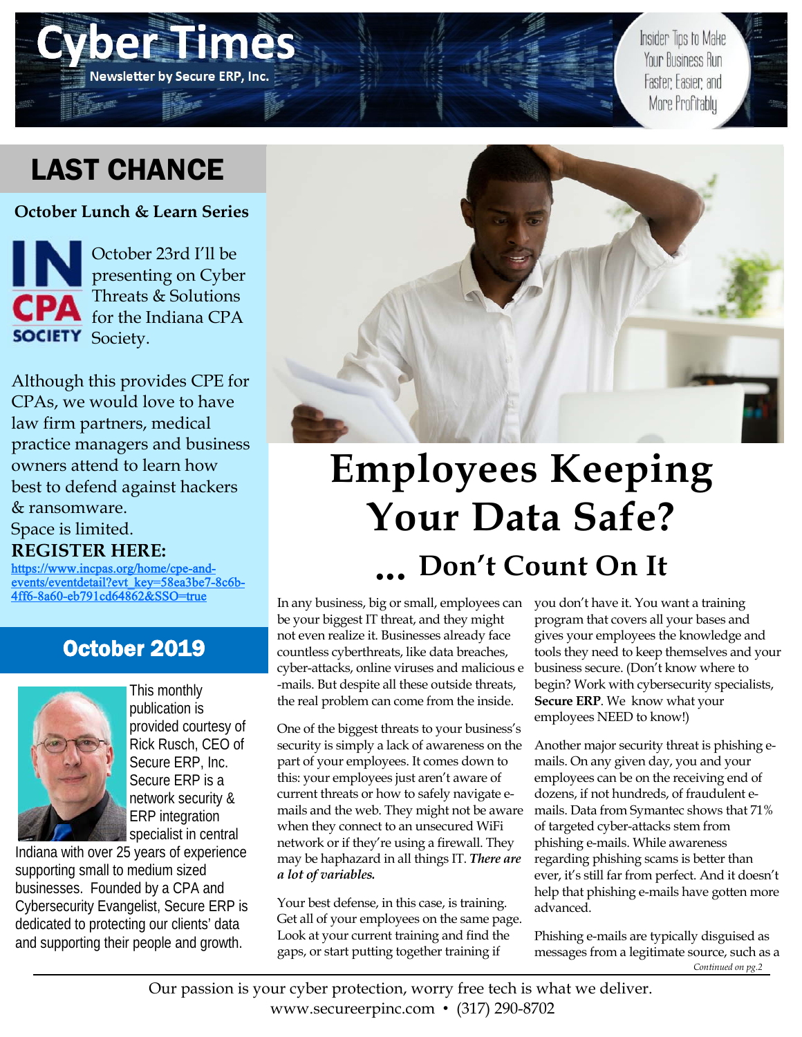# Cyber Times

Newsletter by Secure ERP, Inc.

Insider Tips to Make Your Business Run Faster, Easier, and More Profitably

## LAST CHANCE

**October Lunch & Learn Series**

October 23rd I'll be presenting on Cyber Threats & Solutions for the Indiana CPA Society.

Although this provides CPE for CPAs, we would love to have law firm partners, medical practice managers and business owners attend to learn how best to defend against hackers & ransomware.

Space is limited.

**REGISTER HERE:**

https://www.incpas.org/home/cpe-and-events/eventdetail?evt_key=58ea3be7-8c6b-4ff6-8a60-eb791cd64862&SSO=true

## October 2019

This monthly publication is provided courtesy of Rick Rusch, CEO of Secure ERP, Inc. Secure ERP is a network security & ERP integration specialist in central Indiana with over 25 years of experience supporting small to medium sized businesses. Founded by a CPA and Cybersecurity Evangelist, Secure ERP is dedicated to protecting our clients' data and supporting their people and growth.

# Employees Keeping Your Data Safe?

## … Don't Count On It

In any business, big or small, employees can be your biggest IT threat, and they might not even realize it. Businesses already face countless cyberthreats, like data breaches, cyber-attacks, online viruses and malicious e-mails. But despite all these outside threats, the real problem can come from the inside.

One of the biggest threats to your business's security is simply a lack of awareness on the part of your employees. It comes down to this: your employees just aren't aware of current threats or how to safely navigate e-mails and the web. They might not be aware when they connect to an unsecured WiFi network or if they're using a firewall. They may be haphazard in all things IT. ***There are a lot of variables.***

Your best defense, in this case, is training. Get all of your employees on the same page. Look at your current training and find the gaps, or start putting together training if you don't have it. You want a training program that covers all your bases and gives your employees the knowledge and tools they need to keep themselves and your business secure. (Don't know where to begin? Work with cybersecurity specialists, **Secure ERP**. We know what your employees NEED to know!)

Another major security threat is phishing e-mails. On any given day, you and your employees can be on the receiving end of dozens, if not hundreds, of fraudulent e-mails. Data from Symantec shows that 71% of targeted cyber-attacks stem from phishing e-mails. While awareness regarding phishing scams is better than ever, it's still far from perfect. And it doesn't help that phishing e-mails have gotten more advanced.

Phishing e-mails are typically disguised as messages from a legitimate source, such as a

*Continued on pg.2*

Our passion is your cyber protection, worry free tech is what we deliver.
www.secureerpinc.com • (317) 290-8702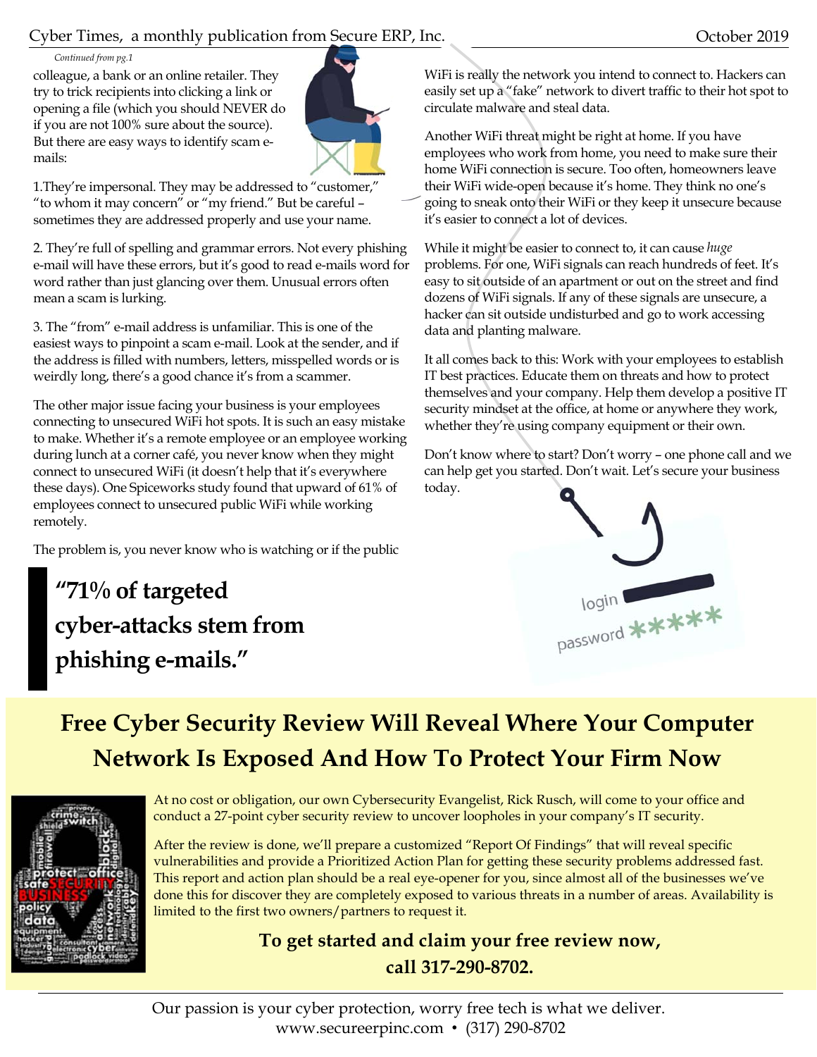*Continued from pg.1*

colleague, a bank or an online retailer. They try to trick recipients into clicking a link or opening a file (which you should NEVER do if you are not 100% sure about the source). But there are easy ways to identify scam e-mails:

1.They're impersonal. They may be addressed to "customer," "to whom it may concern" or "my friend." But be careful – sometimes they are addressed properly and use your name.

2. They're full of spelling and grammar errors. Not every phishing e-mail will have these errors, but it's good to read e-mails word for word rather than just glancing over them. Unusual errors often mean a scam is lurking.

3. The "from" e-mail address is unfamiliar. This is one of the easiest ways to pinpoint a scam e-mail. Look at the sender, and if the address is filled with numbers, letters, misspelled words or is weirdly long, there's a good chance it's from a scammer.

The other major issue facing your business is your employees connecting to unsecured WiFi hot spots. It is such an easy mistake to make. Whether it's a remote employee or an employee working during lunch at a corner café, you never know when they might connect to unsecured WiFi (it doesn't help that it's everywhere these days). One Spiceworks study found that upward of 61% of employees connect to unsecured public WiFi while working remotely.

The problem is, you never know who is watching or if the public WiFi is really the network you intend to connect to. Hackers can easily set up a "fake" network to divert traffic to their hot spot to circulate malware and steal data.

Another WiFi threat might be right at home. If you have employees who work from home, you need to make sure their home WiFi connection is secure. Too often, homeowners leave their WiFi wide-open because it's home. They think no one's going to sneak onto their WiFi or they keep it unsecure because it's easier to connect a lot of devices.

While it might be easier to connect to, it can cause *huge* problems. For one, WiFi signals can reach hundreds of feet. It's easy to sit outside of an apartment or out on the street and find dozens of WiFi signals. If any of these signals are unsecure, a hacker can sit outside undisturbed and go to work accessing data and planting malware.

It all comes back to this: Work with your employees to establish IT best practices. Educate them on threats and how to protect themselves and your company. Help them develop a positive IT security mindset at the office, at home or anywhere they work, whether they're using company equipment or their own.

Don't know where to start? Don't worry – one phone call and we can help get you started. Don't wait. Let's secure your business today.

> **"71% of targeted cyber-attacks stem from phishing e-mails."**

## Free Cyber Security Review Will Reveal Where Your Computer Network Is Exposed And How To Protect Your Firm Now

At no cost or obligation, our own Cybersecurity Evangelist, Rick Rusch, will come to your office and conduct a 27-point cyber security review to uncover loopholes in your company's IT security.

After the review is done, we'll prepare a customized "Report Of Findings" that will reveal specific vulnerabilities and provide a Prioritized Action Plan for getting these security problems addressed fast. This report and action plan should be a real eye-opener for you, since almost all of the businesses we've done this for discover they are completely exposed to various threats in a number of areas. Availability is limited to the first two owners/partners to request it.

**To get started and claim your free review now, call 317-290-8702.**

Our passion is your cyber protection, worry free tech is what we deliver.
www.secureerpinc.com • (317) 290-8702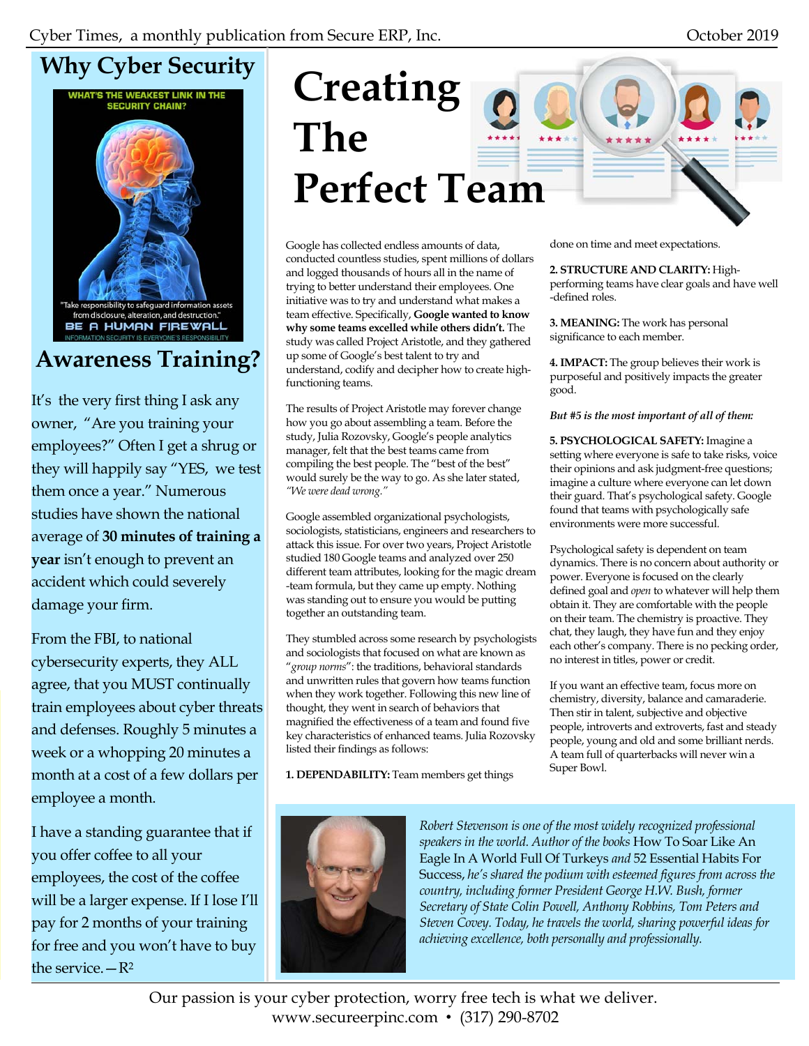# Why Cyber Security Awareness Training?

WHAT'S THE WEAKEST LINK IN THE SECURITY CHAIN?

"Take responsibility to safeguard information assets from disclosure, alteration, and destruction."

BE A HUMAN FIREWALL

INFORMATION SECURITY IS EVERYONE'S RESPONSIBILITY

It's the very first thing I ask any owner, "Are you training your employees?" Often I get a shrug or they will happily say "YES, we test them once a year." Numerous studies have shown the national average of **30 minutes of training a year** isn't enough to prevent an accident which could severely damage your firm.

From the FBI, to national cybersecurity experts, they ALL agree, that you MUST continually train employees about cyber threats and defenses. Roughly 5 minutes a week or a whopping 20 minutes a month at a cost of a few dollars per employee a month.

I have a standing guarantee that if you offer coffee to all your employees, the cost of the coffee will be a larger expense. If I lose I'll pay for 2 months of your training for free and you won't have to buy the service.—$R^2$

# Creating The Perfect Team

Google has collected endless amounts of data, conducted countless studies, spent millions of dollars and logged thousands of hours all in the name of trying to better understand their employees. One initiative was to try and understand what makes a team effective. Specifically, **Google wanted to know why some teams excelled while others didn't.** The study was called Project Aristotle, and they gathered up some of Google's best talent to try and understand, codify and decipher how to create high-functioning teams.

The results of Project Aristotle may forever change how you go about assembling a team. Before the study, Julia Rozovsky, Google's people analytics manager, felt that the best teams came from compiling the best people. The "best of the best" would surely be the way to go. As she later stated, *"We were dead wrong."*

Google assembled organizational psychologists, sociologists, statisticians, engineers and researchers to attack this issue. For over two years, Project Aristotle studied 180 Google teams and analyzed over 250 different team attributes, looking for the magic dream-team formula, but they came up empty. Nothing was standing out to ensure you would be putting together an outstanding team.

They stumbled across some research by psychologists and sociologists that focused on what are known as "*group norms*": the traditions, behavioral standards and unwritten rules that govern how teams function when they work together. Following this new line of thought, they went in search of behaviors that magnified the effectiveness of a team and found five key characteristics of enhanced teams. Julia Rozovsky listed their findings as follows:

**1. DEPENDABILITY:** Team members get things done on time and meet expectations.

**2. STRUCTURE AND CLARITY:** High-performing teams have clear goals and have well-defined roles.

**3. MEANING:** The work has personal significance to each member.

**4. IMPACT:** The group believes their work is purposeful and positively impacts the greater good.

***But #5 is the most important of all of them:***

**5. PSYCHOLOGICAL SAFETY:** Imagine a setting where everyone is safe to take risks, voice their opinions and ask judgment-free questions; imagine a culture where everyone can let down their guard. That's psychological safety. Google found that teams with psychologically safe environments were more successful.

Psychological safety is dependent on team dynamics. There is no concern about authority or power. Everyone is focused on the clearly defined goal and *open* to whatever will help them obtain it. They are comfortable with the people on their team. The chemistry is proactive. They chat, they laugh, they have fun and they enjoy each other's company. There is no pecking order, no interest in titles, power or credit.

If you want an effective team, focus more on chemistry, diversity, balance and camaraderie. Then stir in talent, subjective and objective people, introverts and extroverts, fast and steady people, young and old and some brilliant nerds. A team full of quarterbacks will never win a Super Bowl.

*Robert Stevenson is one of the most widely recognized professional speakers in the world. Author of the books* How To Soar Like An Eagle In A World Full Of Turkeys *and* 52 Essential Habits For Success, *he's shared the podium with esteemed figures from across the country, including former President George H.W. Bush, former Secretary of State Colin Powell, Anthony Robbins, Tom Peters and Steven Covey. Today, he travels the world, sharing powerful ideas for achieving excellence, both personally and professionally.*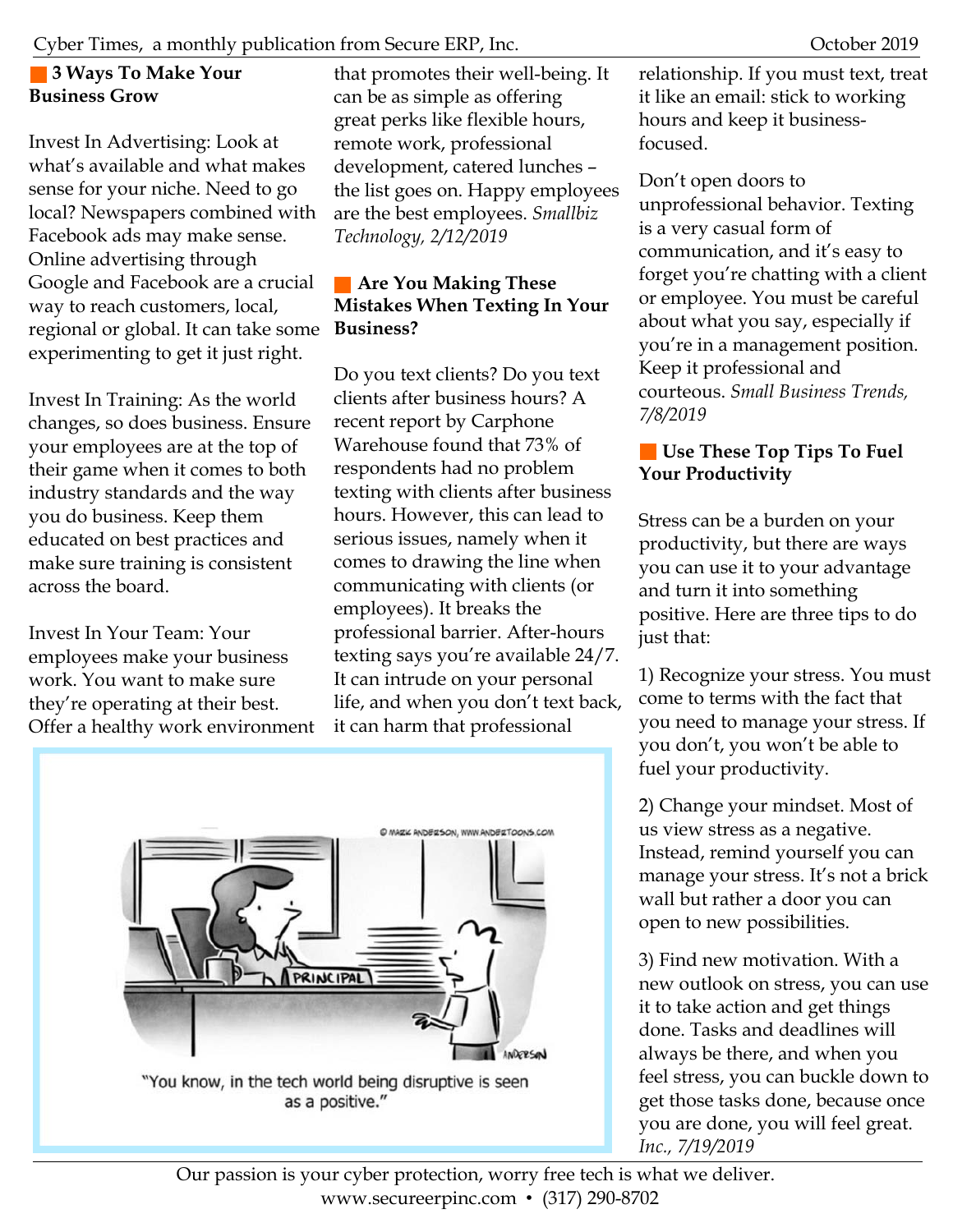### 3 Ways To Make Your Business Grow

Invest In Advertising: Look at what's available and what makes sense for your niche. Need to go local? Newspapers combined with Facebook ads may make sense. Online advertising through Google and Facebook are a crucial way to reach customers, local, regional or global. It can take some experimenting to get it just right.

Invest In Training: As the world changes, so does business. Ensure your employees are at the top of their game when it comes to both industry standards and the way you do business. Keep them educated on best practices and make sure training is consistent across the board.

Invest In Your Team: Your employees make your business work. You want to make sure they're operating at their best. Offer a healthy work environment that promotes their well-being. It can be as simple as offering great perks like flexible hours, remote work, professional development, catered lunches – the list goes on. Happy employees are the best employees. *Smallbiz Technology, 2/12/2019*

### Are You Making These Mistakes When Texting In Your Business?

Do you text clients? Do you text clients after business hours? A recent report by Carphone Warehouse found that 73% of respondents had no problem texting with clients after business hours. However, this can lead to serious issues, namely when it comes to drawing the line when communicating with clients (or employees). It breaks the professional barrier. After-hours texting says you're available 24/7. It can intrude on your personal life, and when you don't text back, it can harm that professional relationship. If you must text, treat it like an email: stick to working hours and keep it business-focused.

Don't open doors to unprofessional behavior. Texting is a very casual form of communication, and it's easy to forget you're chatting with a client or employee. You must be careful about what you say, especially if you're in a management position. Keep it professional and courteous. *Small Business Trends, 7/8/2019*

"You know, in the tech world being disruptive is seen as a positive."

### Use These Top Tips To Fuel Your Productivity

Stress can be a burden on your productivity, but there are ways you can use it to your advantage and turn it into something positive. Here are three tips to do just that:

1) Recognize your stress. You must come to terms with the fact that you need to manage your stress. If you don't, you won't be able to fuel your productivity.

2) Change your mindset. Most of us view stress as a negative. Instead, remind yourself you can manage your stress. It's not a brick wall but rather a door you can open to new possibilities.

3) Find new motivation. With a new outlook on stress, you can use it to take action and get things done. Tasks and deadlines will always be there, and when you feel stress, you can buckle down to get those tasks done, because once you are done, you will feel great. *Inc., 7/19/2019*